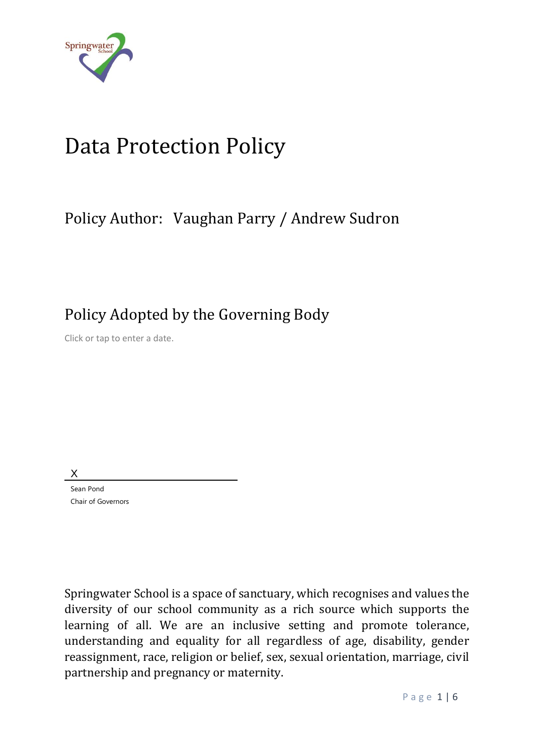# Data Protection Policy

## Policy Author: Vaughan Parry / Andrew Sudron

## Policy Adopted by the Governing Body

Click or tap to enter a date.

X

Sean Pond
Chair of Governors

Springwater School is a space of sanctuary, which recognises and values the diversity of our school community as a rich source which supports the learning of all. We are an inclusive setting and promote tolerance, understanding and equality for all regardless of age, disability, gender reassignment, race, religion or belief, sex, sexual orientation, marriage, civil partnership and pregnancy or maternity.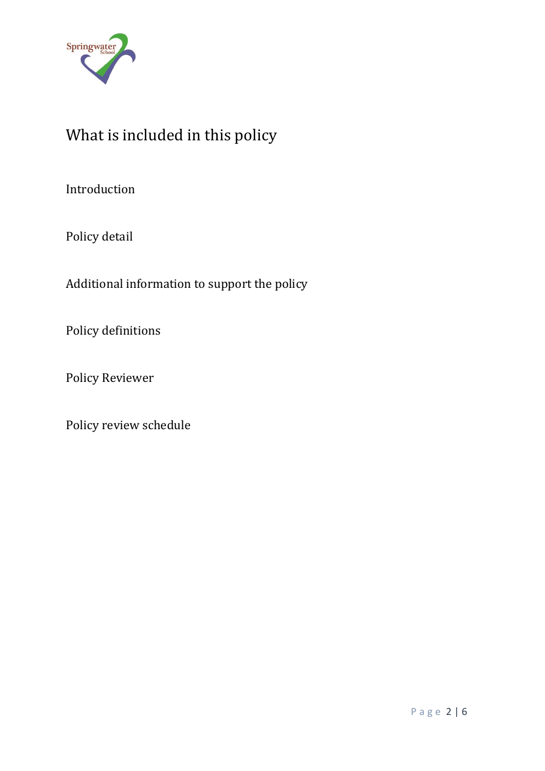# What is included in this policy

Introduction

Policy detail

Additional information to support the policy

Policy definitions

Policy Reviewer

Policy review schedule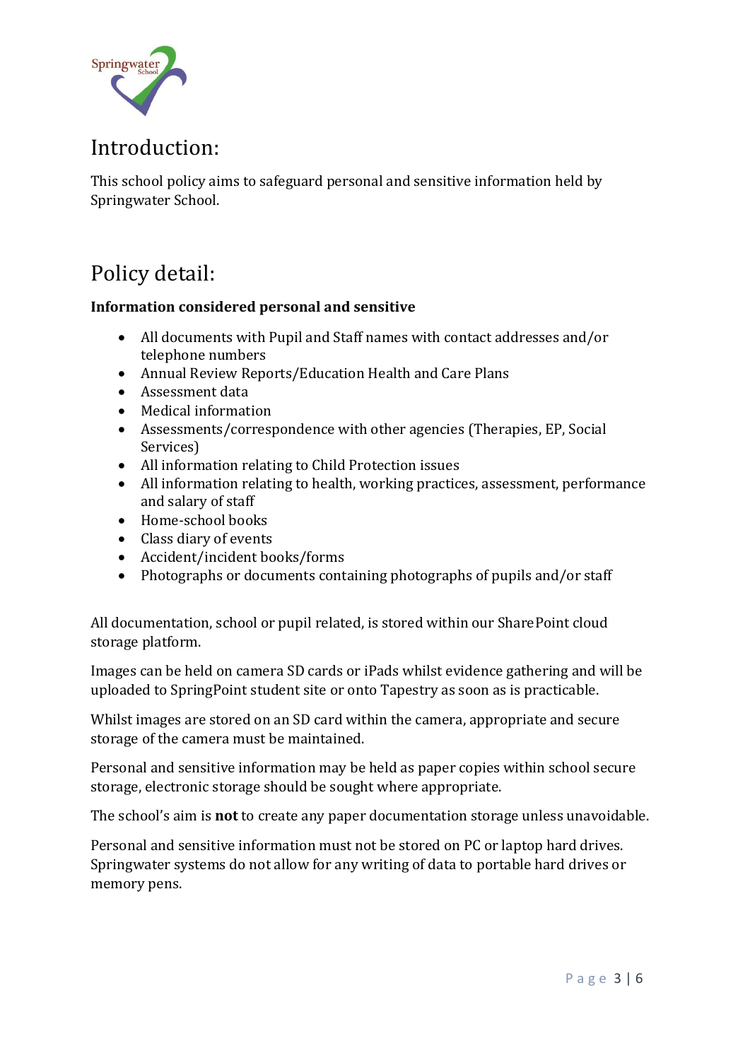# Introduction:

This school policy aims to safeguard personal and sensitive information held by Springwater School.

# Policy detail:

**Information considered personal and sensitive**

- All documents with Pupil and Staff names with contact addresses and/or telephone numbers
- Annual Review Reports/Education Health and Care Plans
- Assessment data
- Medical information
- Assessments/correspondence with other agencies (Therapies, EP, Social Services)
- All information relating to Child Protection issues
- All information relating to health, working practices, assessment, performance and salary of staff
- Home-school books
- Class diary of events
- Accident/incident books/forms
- Photographs or documents containing photographs of pupils and/or staff

All documentation, school or pupil related, is stored within our SharePoint cloud storage platform.

Images can be held on camera SD cards or iPads whilst evidence gathering and will be uploaded to SpringPoint student site or onto Tapestry as soon as is practicable.

Whilst images are stored on an SD card within the camera, appropriate and secure storage of the camera must be maintained.

Personal and sensitive information may be held as paper copies within school secure storage, electronic storage should be sought where appropriate.

The school's aim is **not** to create any paper documentation storage unless unavoidable.

Personal and sensitive information must not be stored on PC or laptop hard drives. Springwater systems do not allow for any writing of data to portable hard drives or memory pens.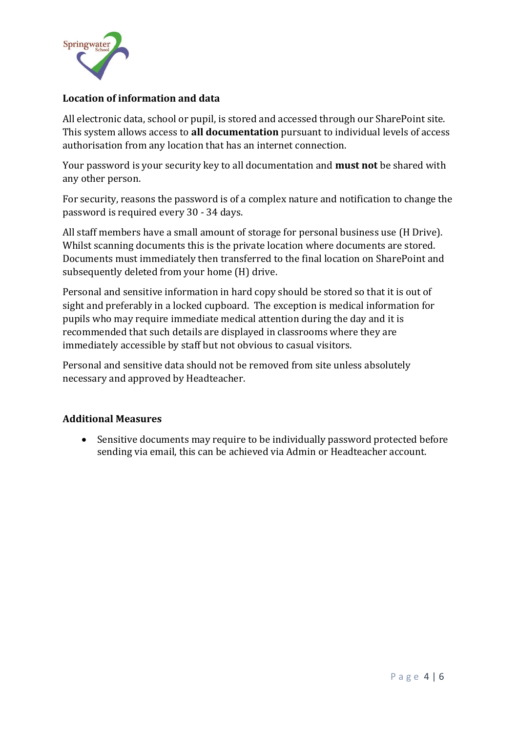**Location of information and data**

All electronic data, school or pupil, is stored and accessed through our SharePoint site. This system allows access to **all documentation** pursuant to individual levels of access authorisation from any location that has an internet connection.

Your password is your security key to all documentation and **must not** be shared with any other person.

For security, reasons the password is of a complex nature and notification to change the password is required every 30 - 34 days.

All staff members have a small amount of storage for personal business use (H Drive). Whilst scanning documents this is the private location where documents are stored. Documents must immediately then transferred to the final location on SharePoint and subsequently deleted from your home (H) drive.

Personal and sensitive information in hard copy should be stored so that it is out of sight and preferably in a locked cupboard. The exception is medical information for pupils who may require immediate medical attention during the day and it is recommended that such details are displayed in classrooms where they are immediately accessible by staff but not obvious to casual visitors.

Personal and sensitive data should not be removed from site unless absolutely necessary and approved by Headteacher.

**Additional Measures**

- Sensitive documents may require to be individually password protected before sending via email, this can be achieved via Admin or Headteacher account.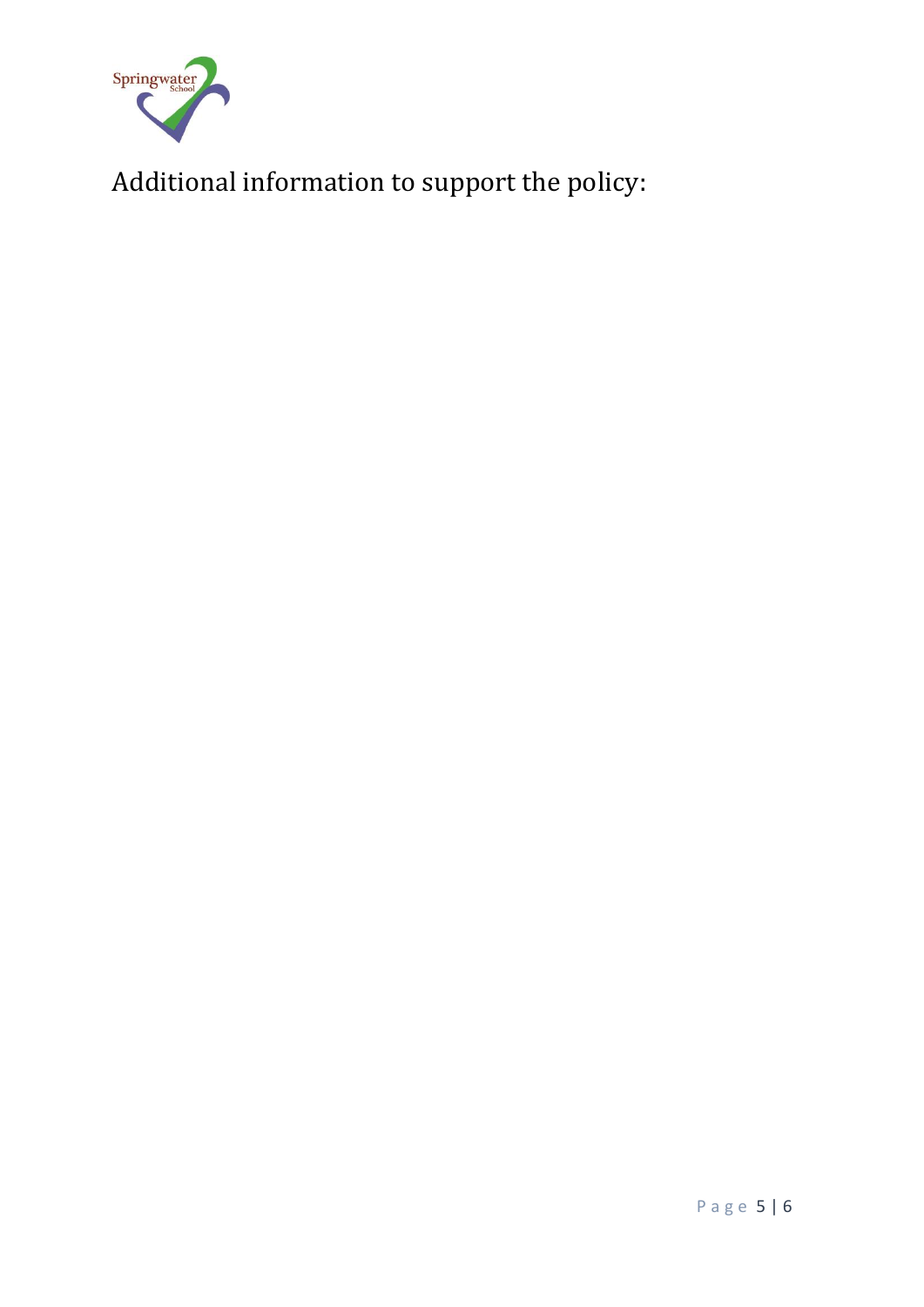Additional information to support the policy: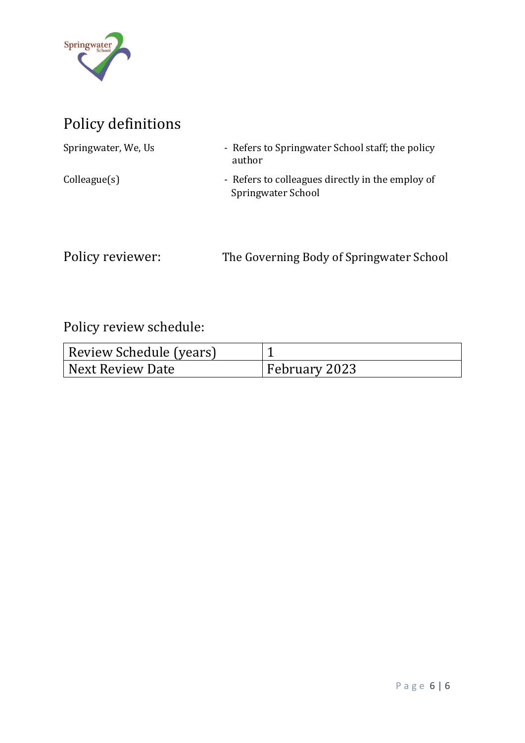## Policy definitions

Springwater, We, Us - Refers to Springwater School staff; the policy author

Colleague(s) - Refers to colleagues directly in the employ of Springwater School

## Policy reviewer: The Governing Body of Springwater School

## Policy review schedule:

| | |
|---|---|
| Review Schedule (years) | 1 |
| Next Review Date | February 2023 |